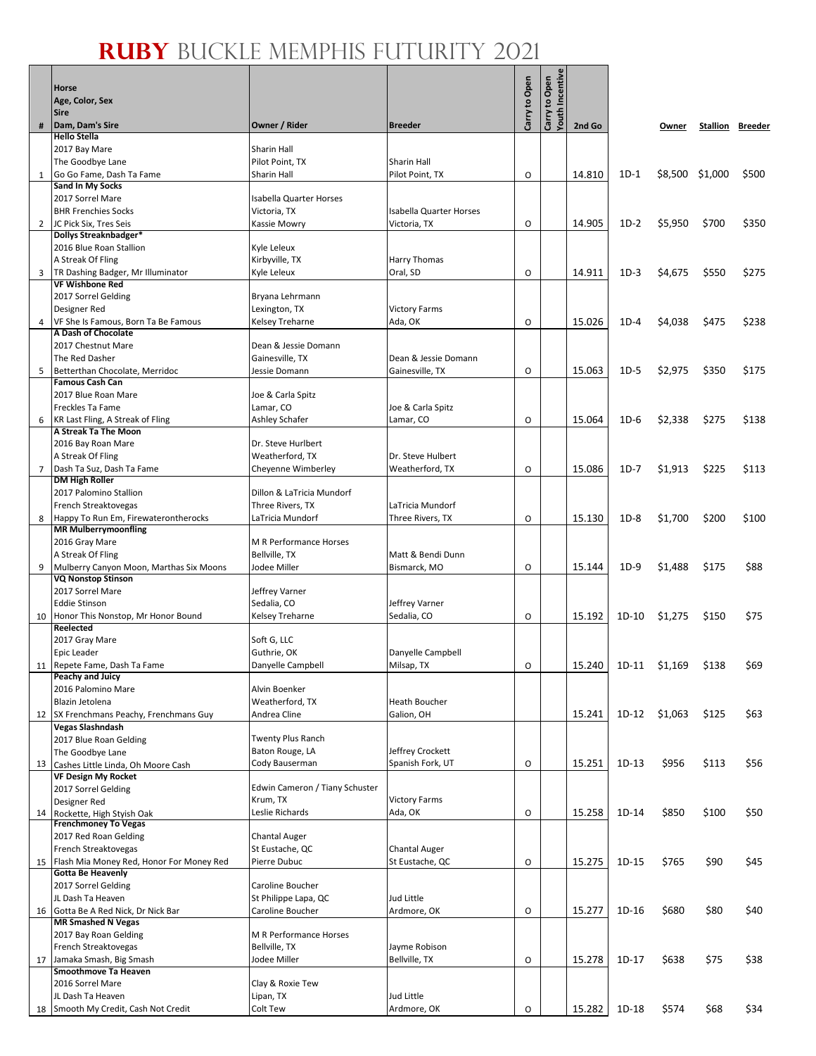# RUBY BUCKLE MEMPHIS FUTURITY 2021

| # | Horse<br>Age, Color, Sex<br>Sire<br>Dam, Dam's Sire | Owner / Rider | Breeder | Carry to Open | Carry to Open Youth Incentive | 2nd Go | | Owner | Stallion | Breeder |
|---|---|---|---|---|---|---|---|---|---|---|
| 1 | **Hello Stella**<br>2017 Bay Mare<br>The Goodbye Lane<br>Go Go Fame, Dash Ta Fame | Sharin Hall<br>Pilot Point, TX<br>Sharin Hall | Sharin Hall<br>Pilot Point, TX | O | | 14.810 | 1D-1 | $8,500 | $1,000 | $500 |
| 2 | **Sand In My Socks**<br>2017 Sorrel Mare<br>BHR Frenchies Socks<br>JC Pick Six, Tres Seis | Isabella Quarter Horses<br>Victoria, TX<br>Kassie Mowry | Isabella Quarter Horses<br>Victoria, TX | O | | 14.905 | 1D-2 | $5,950 | $700 | $350 |
| 3 | **Dollys Streaknbadger***<br>2016 Blue Roan Stallion<br>A Streak Of Fling<br>TR Dashing Badger, Mr Illuminator | Kyle Leleux<br>Kirbyville, TX<br>Kyle Leleux | Harry Thomas<br>Oral, SD | O | | 14.911 | 1D-3 | $4,675 | $550 | $275 |
| 4 | **VF Wishbone Red**<br>2017 Sorrel Gelding<br>Designer Red<br>VF She Is Famous, Born Ta Be Famous | Bryana Lehrmann<br>Lexington, TX<br>Kelsey Treharne | Victory Farms<br>Ada, OK | O | | 15.026 | 1D-4 | $4,038 | $475 | $238 |
| 5 | **A Dash of Chocolate**<br>2017 Chestnut Mare<br>The Red Dasher<br>Betterthan Chocolate, Merridoc | Dean & Jessie Domann<br>Gainesville, TX<br>Jessie Domann | Dean & Jessie Domann<br>Gainesville, TX | O | | 15.063 | 1D-5 | $2,975 | $350 | $175 |
| 6 | **Famous Cash Can**<br>2017 Blue Roan Mare<br>Freckles Ta Fame<br>KR Last Fling, A Streak of Fling | Joe & Carla Spitz<br>Lamar, CO<br>Ashley Schafer | Joe & Carla Spitz<br>Lamar, CO | O | | 15.064 | 1D-6 | $2,338 | $275 | $138 |
| 7 | **A Streak Ta The Moon**<br>2016 Bay Roan Mare<br>A Streak Of Fling<br>Dash Ta Suz, Dash Ta Fame | Dr. Steve Hurlbert<br>Weatherford, TX<br>Cheyenne Wimberley | Dr. Steve Hulbert<br>Weatherford, TX | O | | 15.086 | 1D-7 | $1,913 | $225 | $113 |
| 8 | **DM High Roller**<br>2017 Palomino Stallion<br>French Streaktovegas<br>Happy To Run Em, Firewaterontherocks | Dillon & LaTricia Mundorf<br>Three Rivers, TX<br>LaTricia Mundorf | LaTricia Mundorf<br>Three Rivers, TX | O | | 15.130 | 1D-8 | $1,700 | $200 | $100 |
| 9 | **MR Mulberrymoonfling**<br>2016 Gray Mare<br>A Streak Of Fling<br>Mulberry Canyon Moon, Marthas Six Moons | M R Performance Horses<br>Bellville, TX<br>Jodee Miller | Matt & Bendi Dunn<br>Bismarck, MO | O | | 15.144 | 1D-9 | $1,488 | $175 | $88 |
| 10 | **VQ Nonstop Stinson**<br>2017 Sorrel Mare<br>Eddie Stinson<br>Honor This Nonstop, Mr Honor Bound | Jeffrey Varner<br>Sedalia, CO<br>Kelsey Treharne | Jeffrey Varner<br>Sedalia, CO | O | | 15.192 | 1D-10 | $1,275 | $150 | $75 |
| 11 | **Reelected**<br>2017 Gray Mare<br>Epic Leader<br>Repete Fame, Dash Ta Fame | Soft G, LLC<br>Guthrie, OK<br>Danyelle Campbell | Danyelle Campbell<br>Milsap, TX | O | | 15.240 | 1D-11 | $1,169 | $138 | $69 |
| 12 | **Peachy and Juicy**<br>2016 Palomino Mare<br>Blazin Jetolena<br>SX Frenchmans Peachy, Frenchmans Guy | Alvin Boenker<br>Weatherford, TX<br>Andrea Cline | Heath Boucher<br>Galion, OH | | | 15.241 | 1D-12 | $1,063 | $125 | $63 |
| 13 | **Vegas Slashndash**<br>2017 Blue Roan Gelding<br>The Goodbye Lane<br>Cashes Little Linda, Oh Moore Cash | Twenty Plus Ranch<br>Baton Rouge, LA<br>Cody Bauserman | Jeffrey Crockett<br>Spanish Fork, UT | O | | 15.251 | 1D-13 | $956 | $113 | $56 |
| 14 | **VF Design My Rocket**<br>2017 Sorrel Gelding<br>Designer Red<br>Rockette, High Styish Oak | Edwin Cameron / Tiany Schuster<br>Krum, TX<br>Leslie Richards | Victory Farms<br>Ada, OK | O | | 15.258 | 1D-14 | $850 | $100 | $50 |
| 15 | **Frenchmoney To Vegas**<br>2017 Red Roan Gelding<br>French Streaktovegas<br>Flash Mia Money Red, Honor For Money Red | Chantal Auger<br>St Eustache, QC<br>Pierre Dubuc | Chantal Auger<br>St Eustache, QC | O | | 15.275 | 1D-15 | $765 | $90 | $45 |
| 16 | **Gotta Be Heavenly**<br>2017 Sorrel Gelding<br>JL Dash Ta Heaven<br>Gotta Be A Red Nick, Dr Nick Bar | Caroline Boucher<br>St Philippe Lapa, QC<br>Caroline Boucher | Jud Little<br>Ardmore, OK | O | | 15.277 | 1D-16 | $680 | $80 | $40 |
| 17 | **MR Smashed N Vegas**<br>2017 Bay Roan Gelding<br>French Streaktovegas<br>Jamaka Smash, Big Smash | M R Performance Horses<br>Bellville, TX<br>Jodee Miller | Jayme Robison<br>Bellville, TX | O | | 15.278 | 1D-17 | $638 | $75 | $38 |
| 18 | **Smoothmove Ta Heaven**<br>2016 Sorrel Mare<br>JL Dash Ta Heaven<br>Smooth My Credit, Cash Not Credit | Clay & Roxie Tew<br>Lipan, TX<br>Colt Tew | Jud Little<br>Ardmore, OK | O | | 15.282 | 1D-18 | $574 | $68 | $34 |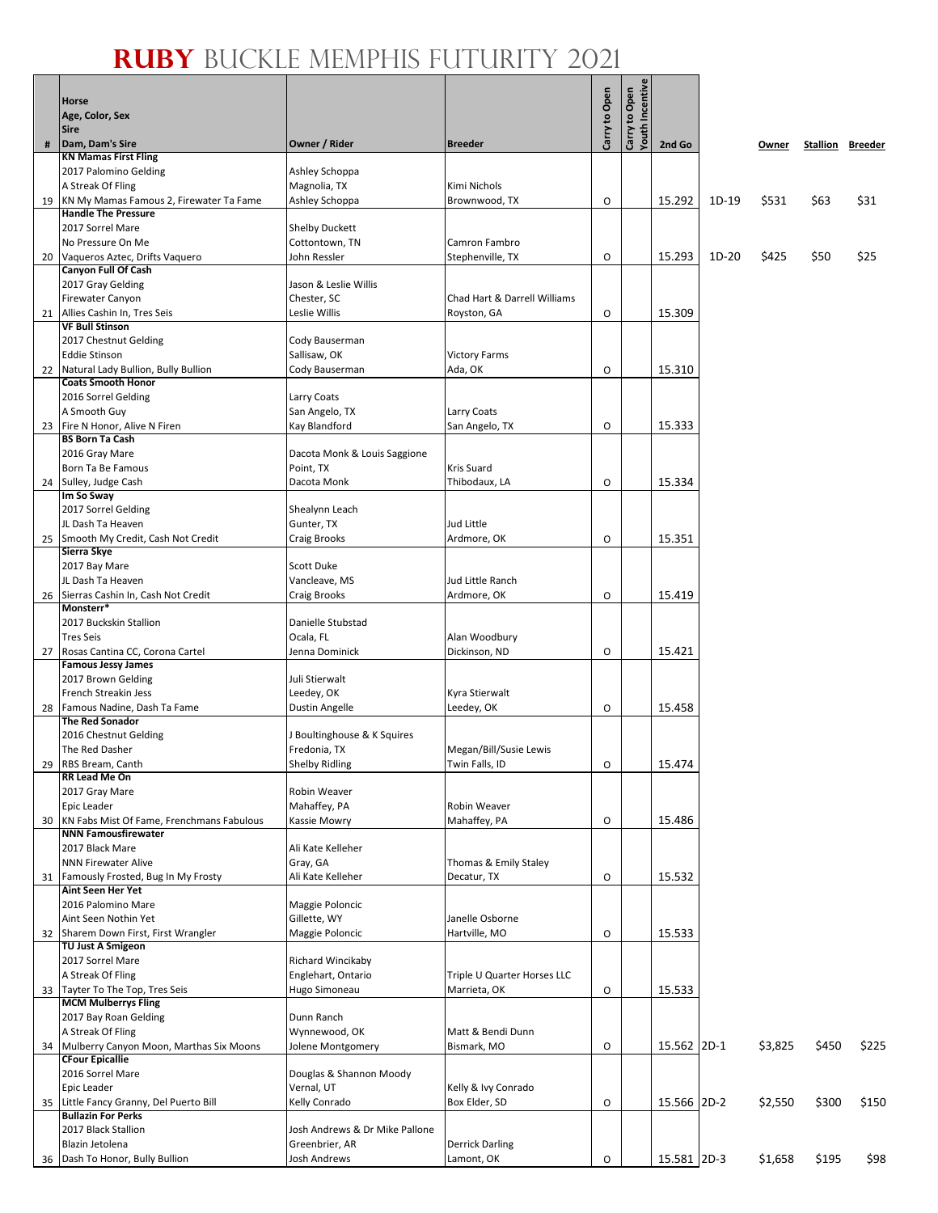# RUBY BUCKLE MEMPHIS FUTURITY 2021

| # | Horse<br>Age, Color, Sex<br>Sire<br>Dam, Dam's Sire | Owner / Rider | Breeder | Carry to Open | Carry to Open Youth Incentive | 2nd Go | | Owner | Stallion | Breeder |
|---|---|---|---|---|---|---|---|---|---|---|
| 19 | **KN Mamas First Fling**<br>2017 Palomino Gelding<br>A Streak Of Fling<br>KN My Mamas Famous 2, Firewater Ta Fame | Ashley Schoppa<br>Magnolia, TX<br>Ashley Schoppa | Kimi Nichols<br>Brownwood, TX | O | | 15.292 | 1D-19 | $531 | $63 | $31 |
| 20 | **Handle The Pressure**<br>2017 Sorrel Mare<br>No Pressure On Me<br>Vaqueros Aztec, Drifts Vaquero | Shelby Duckett<br>Cottontown, TN<br>John Ressler | Camron Fambro<br>Stephenville, TX | O | | 15.293 | 1D-20 | $425 | $50 | $25 |
| 21 | **Canyon Full Of Cash**<br>2017 Gray Gelding<br>Firewater Canyon<br>Allies Cashin In, Tres Seis | Jason & Leslie Willis<br>Chester, SC<br>Leslie Willis | Chad Hart & Darrell Williams<br>Royston, GA | O | | 15.309 | | | | |
| 22 | **VF Bull Stinson**<br>2017 Chestnut Gelding<br>Eddie Stinson<br>Natural Lady Bullion, Bully Bullion | Cody Bauserman<br>Sallisaw, OK<br>Cody Bauserman | Victory Farms<br>Ada, OK | O | | 15.310 | | | | |
| 23 | **Coats Smooth Honor**<br>2016 Sorrel Gelding<br>A Smooth Guy<br>Fire N Honor, Alive N Firen | Larry Coats<br>San Angelo, TX<br>Kay Blandford | Larry Coats<br>San Angelo, TX | O | | 15.333 | | | | |
| 24 | **BS Born Ta Cash**<br>2016 Gray Mare<br>Born Ta Be Famous<br>Sulley, Judge Cash | Dacota Monk & Louis Saggione<br>Point, TX<br>Dacota Monk | Kris Suard<br>Thibodaux, LA | O | | 15.334 | | | | |
| 25 | **Im So Sway**<br>2017 Sorrel Gelding<br>JL Dash Ta Heaven<br>Smooth My Credit, Cash Not Credit | Shealynn Leach<br>Gunter, TX<br>Craig Brooks | Jud Little<br>Ardmore, OK | O | | 15.351 | | | | |
| 26 | **Sierra Skye**<br>2017 Bay Mare<br>JL Dash Ta Heaven<br>Sierras Cashin In, Cash Not Credit | Scott Duke<br>Vancleave, MS<br>Craig Brooks | Jud Little Ranch<br>Ardmore, OK | O | | 15.419 | | | | |
| 27 | **Monsterr***<br>2017 Buckskin Stallion<br>Tres Seis<br>Rosas Cantina CC, Corona Cartel | Danielle Stubstad<br>Ocala, FL<br>Jenna Dominick | Alan Woodbury<br>Dickinson, ND | O | | 15.421 | | | | |
| 28 | **Famous Jessy James**<br>2017 Brown Gelding<br>French Streakin Jess<br>Famous Nadine, Dash Ta Fame | Juli Stierwalt<br>Leedey, OK<br>Dustin Angelle | Kyra Stierwalt<br>Leedey, OK | O | | 15.458 | | | | |
| 29 | **The Red Sonador**<br>2016 Chestnut Gelding<br>The Red Dasher<br>RBS Bream, Canth | J Boultinghouse & K Squires<br>Fredonia, TX<br>Shelby Ridling | Megan/Bill/Susie Lewis<br>Twin Falls, ID | O | | 15.474 | | | | |
| 30 | **RR Lead Me On**<br>2017 Gray Mare<br>Epic Leader<br>KN Fabs Mist Of Fame, Frenchmans Fabulous | Robin Weaver<br>Mahaffey, PA<br>Kassie Mowry | Robin Weaver<br>Mahaffey, PA | O | | 15.486 | | | | |
| 31 | **NNN Famousfirewater**<br>2017 Black Mare<br>NNN Firewater Alive<br>Famously Frosted, Bug In My Frosty | Ali Kate Kelleher<br>Gray, GA<br>Ali Kate Kelleher | Thomas & Emily Staley<br>Decatur, TX | O | | 15.532 | | | | |
| 32 | **Aint Seen Her Yet**<br>2016 Palomino Mare<br>Aint Seen Nothin Yet<br>Sharem Down First, First Wrangler | Maggie Poloncic<br>Gillette, WY<br>Maggie Poloncic | Janelle Osborne<br>Hartville, MO | O | | 15.533 | | | | |
| 33 | **TU Just A Smigeon**<br>2017 Sorrel Mare<br>A Streak Of Fling<br>Tayter To The Top, Tres Seis | Richard Wincikaby<br>Englehart, Ontario<br>Hugo Simoneau | Triple U Quarter Horses LLC<br>Marrieta, OK | O | | 15.533 | | | | |
| 34 | **MCM Mulberrys Fling**<br>2017 Bay Roan Gelding<br>A Streak Of Fling<br>Mulberry Canyon Moon, Marthas Six Moons | Dunn Ranch<br>Wynnewood, OK<br>Jolene Montgomery | Matt & Bendi Dunn<br>Bismark, MO | O | | 15.562 | 2D-1 | $3,825 | $450 | $225 |
| 35 | **CFour Epicallie**<br>2016 Sorrel Mare<br>Epic Leader<br>Little Fancy Granny, Del Puerto Bill | Douglas & Shannon Moody<br>Vernal, UT<br>Kelly Conrado | Kelly & Ivy Conrado<br>Box Elder, SD | O | | 15.566 | 2D-2 | $2,550 | $300 | $150 |
| 36 | **Bullazin For Perks**<br>2017 Black Stallion<br>Blazin Jetolena<br>Dash To Honor, Bully Bullion | Josh Andrews & Dr Mike Pallone<br>Greenbrier, AR<br>Josh Andrews | Derrick Darling<br>Lamont, OK | O | | 15.581 | 2D-3 | $1,658 | $195 | $98 |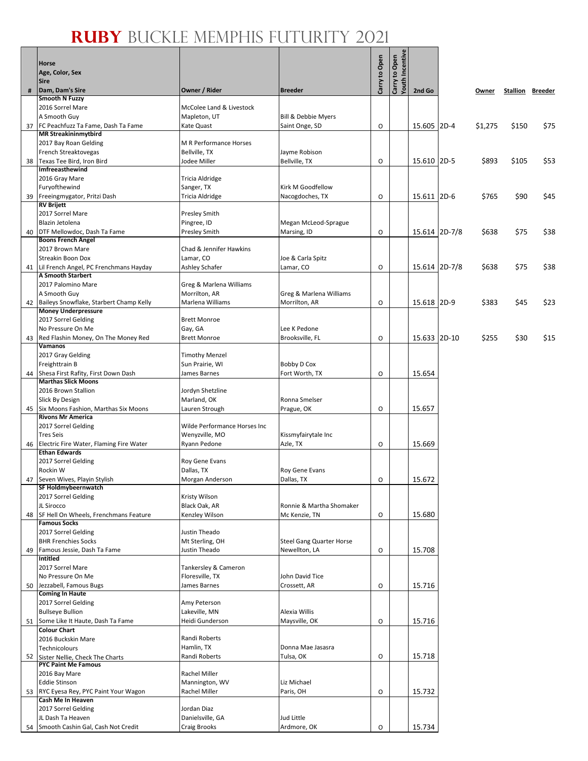# RUBY BUCKLE MEMPHIS FUTURITY 2021

| # | Horse / Age, Color, Sex / Sire / Dam, Dam's Sire | Owner / Rider | Breeder | Carry to Open | Carry to Open Youth Incentive | 2nd Go | | Owner | Stallion | Breeder |
|---|---|---|---|---|---|---|---|---|---|---|
| 37 | **Smooth N Fuzzy**<br>2016 Sorrel Mare<br>A Smooth Guy<br>FC Peachfuzz Ta Fame, Dash Ta Fame | McColee Land & Livestock<br>Mapleton, UT<br>Kate Quast | Bill & Debbie Myers<br>Saint Onge, SD | O | | 15.605 | 2D-4 | $1,275 | $150 | $75 |
| 38 | **MR Streakininmytbird**<br>2017 Bay Roan Gelding<br>French Streaktovegas<br>Texas Tee Bird, Iron Bird | M R Performance Horses<br>Bellville, TX<br>Jodee Miller | Jayme Robison<br>Bellville, TX | O | | 15.610 | 2D-5 | $893 | $105 | $53 |
| 39 | **Imfreeasthewind**<br>2016 Gray Mare<br>Furyofthewind<br>Freeingmygator, Pritzi Dash | Tricia Aldridge<br>Sanger, TX<br>Tricia Aldridge | Kirk M Goodfellow<br>Nacogdoches, TX | O | | 15.611 | 2D-6 | $765 | $90 | $45 |
| 40 | **RV Brijett**<br>2017 Sorrel Mare<br>Blazin Jetolena<br>DTF Mellowdoc, Dash Ta Fame | Presley Smith<br>Pingree, ID<br>Presley Smith | Megan McLeod-Sprague<br>Marsing, ID | O | | 15.614 | 2D-7/8 | $638 | $75 | $38 |
| 41 | **Boons French Angel**<br>2017 Brown Mare<br>Streakin Boon Dox<br>Lil French Angel, PC Frenchmans Hayday | Chad & Jennifer Hawkins<br>Lamar, CO<br>Ashley Schafer | Joe & Carla Spitz<br>Lamar, CO | O | | 15.614 | 2D-7/8 | $638 | $75 | $38 |
| 42 | **A Smooth Starbert**<br>2017 Palomino Mare<br>A Smooth Guy<br>Baileys Snowflake, Starbert Champ Kelly | Greg & Marlena Williams<br>Morrilton, AR<br>Marlena Williams | Greg & Marlena Williams<br>Morrilton, AR | O | | 15.618 | 2D-9 | $383 | $45 | $23 |
| 43 | **Money Underpressure**<br>2017 Sorrel Gelding<br>No Pressure On Me<br>Red Flashin Money, On The Money Red | Brett Monroe<br>Gay, GA<br>Brett Monroe | Lee K Pedone<br>Brooksville, FL | O | | 15.633 | 2D-10 | $255 | $30 | $15 |
| 44 | **Vamanos**<br>2017 Gray Gelding<br>Freighttrain B<br>Shesa First Rafity, First Down Dash | Timothy Menzel<br>Sun Prairie, WI<br>James Barnes | Bobby D Cox<br>Fort Worth, TX | O | | 15.654 | | | | |
| 45 | **Marthas Slick Moons**<br>2016 Brown Stallion<br>Slick By Design<br>Six Moons Fashion, Marthas Six Moons | Jordyn Shetzline<br>Marland, OK<br>Lauren Strough | Ronna Smelser<br>Prague, OK | O | | 15.657 | | | | |
| 46 | **Rivons Mr America**<br>2017 Sorrel Gelding<br>Tres Seis<br>Electric Fire Water, Flaming Fire Water | Wilde Performance Horses Inc<br>Wenyzville, MO<br>Ryann Pedone | Kissmyfairytale Inc<br>Azle, TX | O | | 15.669 | | | | |
| 47 | **Ethan Edwards**<br>2017 Sorrel Gelding<br>Rockin W<br>Seven Wives, Playin Stylish | Roy Gene Evans<br>Dallas, TX<br>Morgan Anderson | Roy Gene Evans<br>Dallas, TX | O | | 15.672 | | | | |
| 48 | **SF Holdmybeernwatch**<br>2017 Sorrel Gelding<br>JL Sirocco<br>SF Hell On Wheels, Frenchmans Feature | Kristy Wilson<br>Black Oak, AR<br>Kenzley Wilson | Ronnie & Martha Shomaker<br>Mc Kenzie, TN | O | | 15.680 | | | | |
| 49 | **Famous Socks**<br>2017 Sorrel Gelding<br>BHR Frenchies Socks<br>Famous Jessie, Dash Ta Fame | Justin Theado<br>Mt Sterling, OH<br>Justin Theado | Steel Gang Quarter Horse<br>Newellton, LA | O | | 15.708 | | | | |
| 50 | **Intitled**<br>2017 Sorrel Mare<br>No Pressure On Me<br>Jezzabell, Famous Bugs | Tankersley & Cameron<br>Floresville, TX<br>James Barnes | John David Tice<br>Crossett, AR | O | | 15.716 | | | | |
| 51 | **Coming In Haute**<br>2017 Sorrel Gelding<br>Bullseye Bullion<br>Some Like It Haute, Dash Ta Fame | Amy Peterson<br>Lakeville, MN<br>Heidi Gunderson | Alexia Willis<br>Maysville, OK | O | | 15.716 | | | | |
| 52 | **Colour Chart**<br>2016 Buckskin Mare<br>Technicolours<br>Sister Nellie, Check The Charts | Randi Roberts<br>Hamlin, TX<br>Randi Roberts | Donna Mae Jasasra<br>Tulsa, OK | O | | 15.718 | | | | |
| 53 | **PYC Paint Me Famous**<br>2016 Bay Mare<br>Eddie Stinson<br>RYC Eyesa Rey, PYC Paint Your Wagon | Rachel Miller<br>Mannington, WV<br>Rachel Miller | Liz Michael<br>Paris, OH | O | | 15.732 | | | | |
| 54 | **Cash Me In Heaven**<br>2017 Sorrel Gelding<br>JL Dash Ta Heaven<br>Smooth Cashin Gal, Cash Not Credit | Jordan Diaz<br>Danielsville, GA<br>Craig Brooks | Jud Little<br>Ardmore, OK | O | | 15.734 | | | | |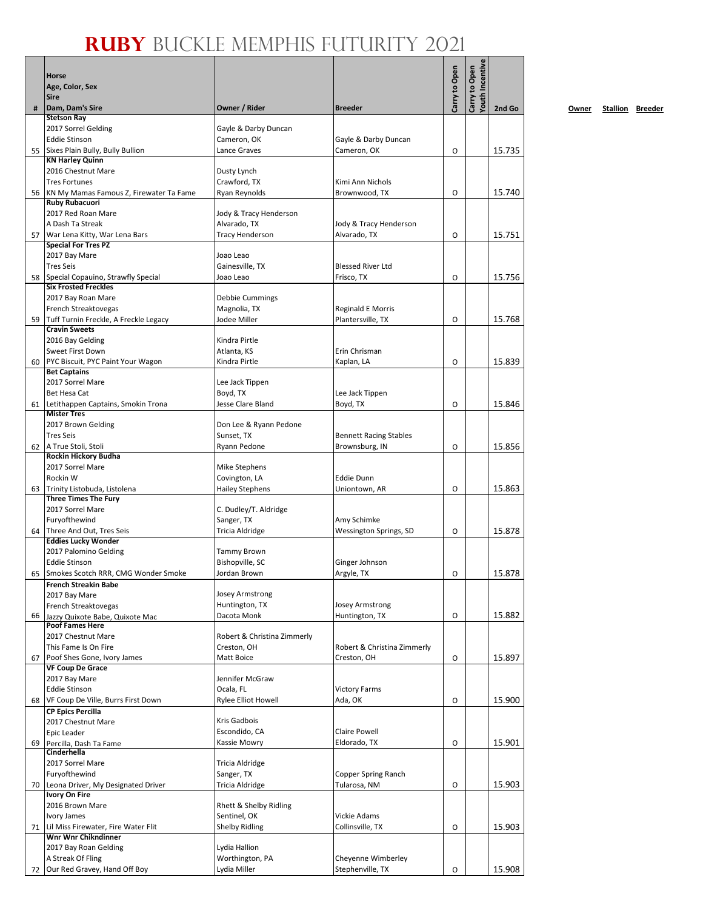# RUBY BUCKLE MEMPHIS FUTURITY 2021

| # | Horse<br>Age, Color, Sex<br>Sire<br>Dam, Dam's Sire | Owner / Rider | Breeder | Carry to Open | Carry to Open Youth Incentive | 2nd Go |
|---|---|---|---|---|---|---|
| 55 | **Stetson Ray**<br>2017 Sorrel Gelding<br>Eddie Stinson<br>Sixes Plain Bully, Bully Bullion | Gayle & Darby Duncan<br>Cameron, OK<br>Lance Graves | Gayle & Darby Duncan<br>Cameron, OK | O | | 15.735 |
| 56 | **KN Harley Quinn**<br>2016 Chestnut Mare<br>Tres Fortunes<br>KN My Mamas Famous Z, Firewater Ta Fame | Dusty Lynch<br>Crawford, TX<br>Ryan Reynolds | Kimi Ann Nichols<br>Brownwood, TX | O | | 15.740 |
| 57 | **Ruby Rubacuori**<br>2017 Red Roan Mare<br>A Dash Ta Streak<br>War Lena Kitty, War Lena Bars | Jody & Tracy Henderson<br>Alvarado, TX<br>Tracy Henderson | Jody & Tracy Henderson<br>Alvarado, TX | O | | 15.751 |
| 58 | **Special For Tres PZ**<br>2017 Bay Mare<br>Tres Seis<br>Special Copauino, Strawfly Special | Joao Leao<br>Gainesville, TX<br>Joao Leao | Blessed River Ltd<br>Frisco, TX | O | | 15.756 |
| 59 | **Six Frosted Freckles**<br>2017 Bay Roan Mare<br>French Streaktovegas<br>Tuff Turnin Freckle, A Freckle Legacy | Debbie Cummings<br>Magnolia, TX<br>Jodee Miller | Reginald E Morris<br>Plantersville, TX | O | | 15.768 |
| 60 | **Cravin Sweets**<br>2016 Bay Gelding<br>Sweet First Down<br>PYC Biscuit, PYC Paint Your Wagon | Kindra Pirtle<br>Atlanta, KS<br>Kindra Pirtle | Erin Chrisman<br>Kaplan, LA | O | | 15.839 |
| 61 | **Bet Captains**<br>2017 Sorrel Mare<br>Bet Hesa Cat<br>Letithappen Captains, Smokin Trona | Lee Jack Tippen<br>Boyd, TX<br>Jesse Clare Bland | Lee Jack Tippen<br>Boyd, TX | O | | 15.846 |
| 62 | **Mister Tres**<br>2017 Brown Gelding<br>Tres Seis<br>A True Stoli, Stoli | Don Lee & Ryann Pedone<br>Sunset, TX<br>Ryann Pedone | Bennett Racing Stables<br>Brownsburg, IN | O | | 15.856 |
| 63 | **Rockin Hickory Budha**<br>2017 Sorrel Mare<br>Rockin W<br>Trinity Listobuda, Listolena | Mike Stephens<br>Covington, LA<br>Hailey Stephens | Eddie Dunn<br>Uniontown, AR | O | | 15.863 |
| 64 | **Three Times The Fury**<br>2017 Sorrel Mare<br>Furyofthewind<br>Three And Out, Tres Seis | C. Dudley/T. Aldridge<br>Sanger, TX<br>Tricia Aldridge | Amy Schimke<br>Wessington Springs, SD | O | | 15.878 |
| 65 | **Eddies Lucky Wonder**<br>2017 Palomino Gelding<br>Eddie Stinson<br>Smokes Scotch RRR, CMG Wonder Smoke | Tammy Brown<br>Bishopville, SC<br>Jordan Brown | Ginger Johnson<br>Argyle, TX | O | | 15.878 |
| 66 | **French Streakin Babe**<br>2017 Bay Mare<br>French Streaktovegas<br>Jazzy Quixote Babe, Quixote Mac | Josey Armstrong<br>Huntington, TX<br>Dacota Monk | Josey Armstrong<br>Huntington, TX | O | | 15.882 |
| 67 | **Poof Fames Here**<br>2017 Chestnut Mare<br>This Fame Is On Fire<br>Poof Shes Gone, Ivory James | Robert & Christina Zimmerly<br>Creston, OH<br>Matt Boice | Robert & Christina Zimmerly<br>Creston, OH | O | | 15.897 |
| 68 | **VF Coup De Grace**<br>2017 Bay Mare<br>Eddie Stinson<br>VF Coup De Ville, Burrs First Down | Jennifer McGraw<br>Ocala, FL<br>Rylee Elliot Howell | Victory Farms<br>Ada, OK | O | | 15.900 |
| 69 | **CP Epics Percilla**<br>2017 Chestnut Mare<br>Epic Leader<br>Percilla, Dash Ta Fame | Kris Gadbois<br>Escondido, CA<br>Kassie Mowry | Claire Powell<br>Eldorado, TX | O | | 15.901 |
| 70 | **Cinderhella**<br>2017 Sorrel Mare<br>Furyofthewind<br>Leona Driver, My Designated Driver | Tricia Aldridge<br>Sanger, TX<br>Tricia Aldridge | Copper Spring Ranch<br>Tularosa, NM | O | | 15.903 |
| 71 | **Ivory On Fire**<br>2016 Brown Mare<br>Ivory James<br>Lil Miss Firewater, Fire Water Flit | Rhett & Shelby Ridling<br>Sentinel, OK<br>Shelby Ridling | Vickie Adams<br>Collinsville, TX | O | | 15.903 |
| 72 | **Wnr Wnr Chikndinner**<br>2017 Bay Roan Gelding<br>A Streak Of Fling<br>Our Red Gravey, Hand Off Boy | Lydia Hallion<br>Worthington, PA<br>Lydia Miller | Cheyenne Wimberley<br>Stephenville, TX | O | | 15.908 |

| Owner | Stallion | Breeder |
|---|---|---|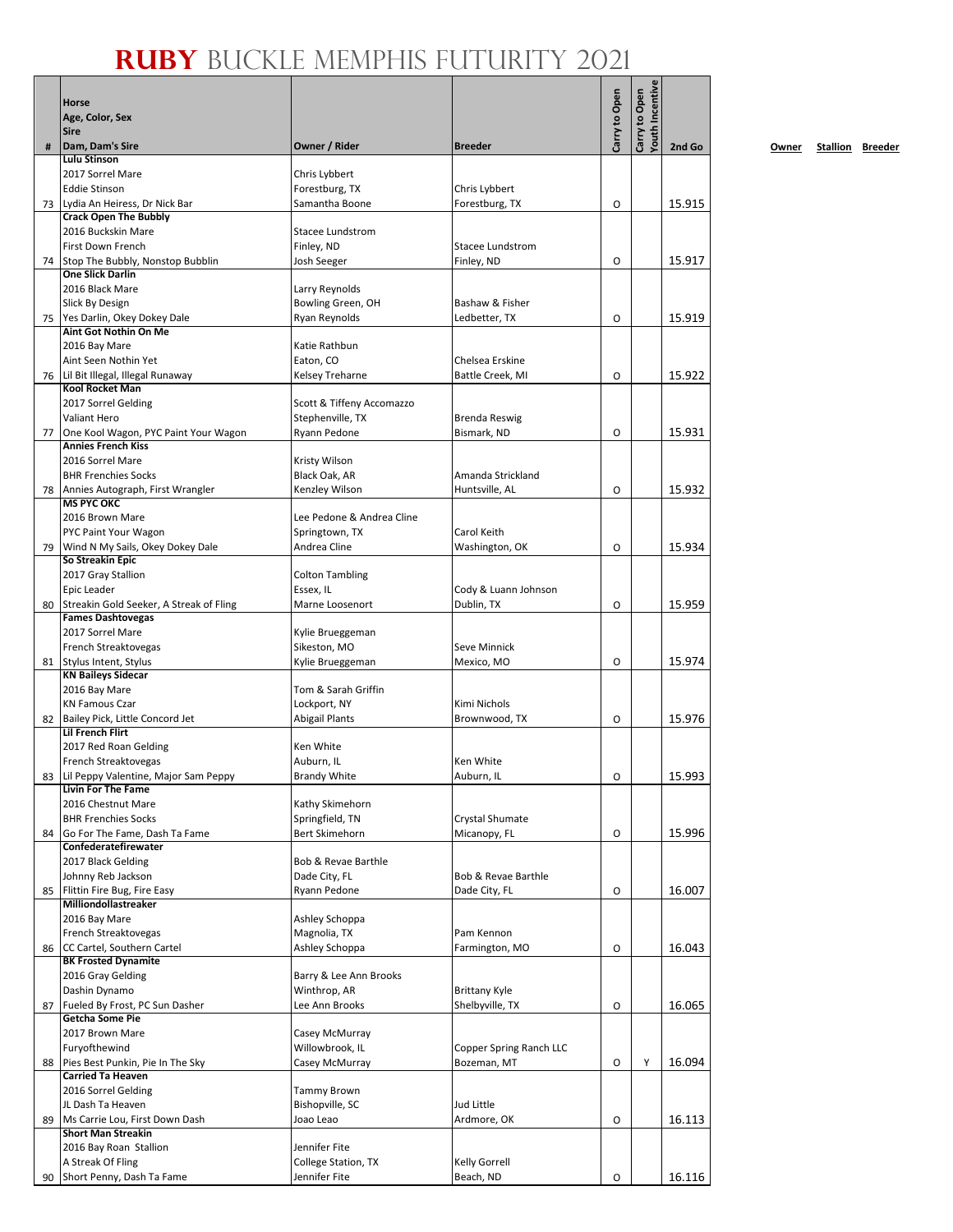# RUBY BUCKLE MEMPHIS FUTURITY 2021

| # | Horse<br>Age, Color, Sex<br>Sire<br>Dam, Dam's Sire | Owner / Rider | Breeder | Carry to Open | Carry to Open Youth Incentive | 2nd Go |
|---|---|---|---|---|---|---|
| 73 | **Lulu Stinson**<br>2017 Sorrel Mare<br>Eddie Stinson<br>Lydia An Heiress, Dr Nick Bar | Chris Lybbert<br>Forestburg, TX<br>Samantha Boone | Chris Lybbert<br>Forestburg, TX | O | | 15.915 |
| 74 | **Crack Open The Bubbly**<br>2016 Buckskin Mare<br>First Down French<br>Stop The Bubbly, Nonstop Bubblin | Stacee Lundstrom<br>Finley, ND<br>Josh Seeger | Stacee Lundstrom<br>Finley, ND | O | | 15.917 |
| 75 | **One Slick Darlin**<br>2016 Black Mare<br>Slick By Design<br>Yes Darlin, Okey Dokey Dale | Larry Reynolds<br>Bowling Green, OH<br>Ryan Reynolds | Bashaw & Fisher<br>Ledbetter, TX | O | | 15.919 |
| 76 | **Aint Got Nothin On Me**<br>2016 Bay Mare<br>Aint Seen Nothin Yet<br>Lil Bit Illegal, Illegal Runaway | Katie Rathbun<br>Eaton, CO<br>Kelsey Treharne | Chelsea Erskine<br>Battle Creek, MI | O | | 15.922 |
| 77 | **Kool Rocket Man**<br>2017 Sorrel Gelding<br>Valiant Hero<br>One Kool Wagon, PYC Paint Your Wagon | Scott & Tiffeny Accomazzo<br>Stephenville, TX<br>Ryann Pedone | Brenda Reswig<br>Bismark, ND | O | | 15.931 |
| 78 | **Annies French Kiss**<br>2016 Sorrel Mare<br>BHR Frenchies Socks<br>Annies Autograph, First Wrangler | Kristy Wilson<br>Black Oak, AR<br>Kenzley Wilson | Amanda Strickland<br>Huntsville, AL | O | | 15.932 |
| 79 | **MS PYC OKC**<br>2016 Brown Mare<br>PYC Paint Your Wagon<br>Wind N My Sails, Okey Dokey Dale | Lee Pedone & Andrea Cline<br>Springtown, TX<br>Andrea Cline | Carol Keith<br>Washington, OK | O | | 15.934 |
| 80 | **So Streakin Epic**<br>2017 Gray Stallion<br>Epic Leader<br>Streakin Gold Seeker, A Streak of Fling | Colton Tambling<br>Essex, IL<br>Marne Loosenort | Cody & Luann Johnson<br>Dublin, TX | O | | 15.959 |
| 81 | **Fames Dashtovegas**<br>2017 Sorrel Mare<br>French Streaktovegas<br>Stylus Intent, Stylus | Kylie Brueggeman<br>Sikeston, MO<br>Kylie Brueggeman | Seve Minnick<br>Mexico, MO | O | | 15.974 |
| 82 | **KN Baileys Sidecar**<br>2016 Bay Mare<br>KN Famous Czar<br>Bailey Pick, Little Concord Jet | Tom & Sarah Griffin<br>Lockport, NY<br>Abigail Plants | Kimi Nichols<br>Brownwood, TX | O | | 15.976 |
| 83 | **Lil French Flirt**<br>2017 Red Roan Gelding<br>French Streaktovegas<br>Lil Peppy Valentine, Major Sam Peppy | Ken White<br>Auburn, IL<br>Brandy White | Ken White<br>Auburn, IL | O | | 15.993 |
| 84 | **Livin For The Fame**<br>2016 Chestnut Mare<br>BHR Frenchies Socks<br>Go For The Fame, Dash Ta Fame | Kathy Skimehorn<br>Springfield, TN<br>Bert Skimehorn | Crystal Shumate<br>Micanopy, FL | O | | 15.996 |
| 85 | **Confederatefirewater**<br>2017 Black Gelding<br>Johnny Reb Jackson<br>Flittin Fire Bug, Fire Easy | Bob & Revae Barthle<br>Dade City, FL<br>Ryann Pedone | Bob & Revae Barthle<br>Dade City, FL | O | | 16.007 |
| 86 | **Milliondollastreaker**<br>2016 Bay Mare<br>French Streaktovegas<br>CC Cartel, Southern Cartel | Ashley Schoppa<br>Magnolia, TX<br>Ashley Schoppa | Pam Kennon<br>Farmington, MO | O | | 16.043 |
| 87 | **BK Frosted Dynamite**<br>2016 Gray Gelding<br>Dashin Dynamo<br>Fueled By Frost, PC Sun Dasher | Barry & Lee Ann Brooks<br>Winthrop, AR<br>Lee Ann Brooks | Brittany Kyle<br>Shelbyville, TX | O | | 16.065 |
| 88 | **Getcha Some Pie**<br>2017 Brown Mare<br>Furyofthewind<br>Pies Best Punkin, Pie In The Sky | Casey McMurray<br>Willowbrook, IL<br>Casey McMurray | Copper Spring Ranch LLC<br>Bozeman, MT | O | Y | 16.094 |
| 89 | **Carried Ta Heaven**<br>2016 Sorrel Gelding<br>JL Dash Ta Heaven<br>Ms Carrie Lou, First Down Dash | Tammy Brown<br>Bishopville, SC<br>Joao Leao | Jud Little<br>Ardmore, OK | O | | 16.113 |
| 90 | **Short Man Streakin**<br>2016 Bay Roan Stallion<br>A Streak Of Fling<br>Short Penny, Dash Ta Fame | Jennifer Fite<br>College Station, TX<br>Jennifer Fite | Kelly Gorrell<br>Beach, ND | O | | 16.116 |

| Owner | Stallion | Breeder |
|---|---|---|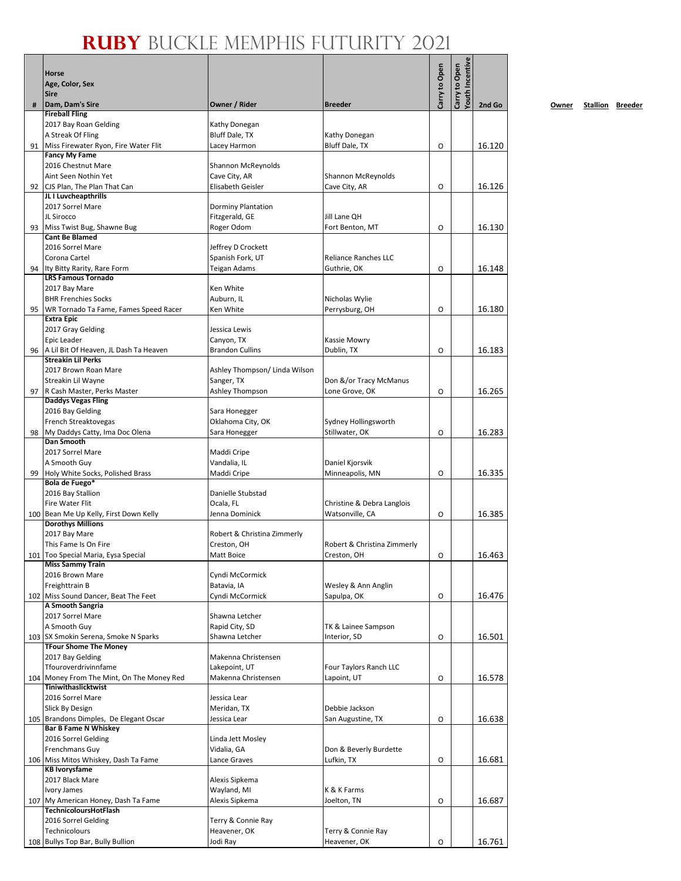# RUBY BUCKLE MEMPHIS FUTURITY 2021

| # | Horse<br>Age, Color, Sex<br>Sire<br>Dam, Dam's Sire | Owner / Rider | Breeder | Carry to Open | Carry to Open Youth Incentive | 2nd Go | Owner | Stallion | Breeder |
|---|---|---|---|---|---|---|---|---|---|
| 91 | **Fireball Fling**<br>2017 Bay Roan Gelding<br>A Streak Of Fling<br>Miss Firewater Ryon, Fire Water Flit | Kathy Donegan<br>Bluff Dale, TX<br>Lacey Harmon | Kathy Donegan<br>Bluff Dale, TX | O | | 16.120 | | | |
| 92 | **Fancy My Fame**<br>2016 Chestnut Mare<br>Aint Seen Nothin Yet<br>CJS Plan, The Plan That Can | Shannon McReynolds<br>Cave City, AR<br>Elisabeth Geisler | Shannon McReynolds<br>Cave City, AR | O | | 16.126 | | | |
| 93 | **JL I Luvcheapthrills**<br>2017 Sorrel Mare<br>JL Sirocco<br>Miss Twist Bug, Shawne Bug | Dorminy Plantation<br>Fitzgerald, GE<br>Roger Odom | Jill Lane QH<br>Fort Benton, MT | O | | 16.130 | | | |
| 94 | **Cant Be Blamed**<br>2016 Sorrel Mare<br>Corona Cartel<br>Ity Bitty Rarity, Rare Form | Jeffrey D Crockett<br>Spanish Fork, UT<br>Teigan Adams | Reliance Ranches LLC<br>Guthrie, OK | O | | 16.148 | | | |
| 95 | **LRS Famous Tornado**<br>2017 Bay Mare<br>BHR Frenchies Socks<br>WR Tornado Ta Fame, Fames Speed Racer | Ken White<br>Auburn, IL<br>Ken White | Nicholas Wylie<br>Perrysburg, OH | O | | 16.180 | | | |
| 96 | **Extra Epic**<br>2017 Gray Gelding<br>Epic Leader<br>A Lil Bit Of Heaven, JL Dash Ta Heaven | Jessica Lewis<br>Canyon, TX<br>Brandon Cullins | Kassie Mowry<br>Dublin, TX | O | | 16.183 | | | |
| 97 | **Streakin Lil Perks**<br>2017 Brown Roan Mare<br>Streakin Lil Wayne<br>R Cash Master, Perks Master | Ashley Thompson/ Linda Wilson<br>Sanger, TX<br>Ashley Thompson | Don &/or Tracy McManus<br>Lone Grove, OK | O | | 16.265 | | | |
| 98 | **Daddys Vegas Fling**<br>2016 Bay Gelding<br>French Streaktovegas<br>My Daddys Catty, Ima Doc Olena | Sara Honegger<br>Oklahoma City, OK<br>Sara Honegger | Sydney Hollingsworth<br>Stillwater, OK | O | | 16.283 | | | |
| 99 | **Dan Smooth**<br>2017 Sorrel Mare<br>A Smooth Guy<br>Holy White Socks, Polished Brass | Maddi Cripe<br>Vandalia, IL<br>Maddi Cripe | Daniel Kjorsvik<br>Minneapolis, MN | O | | 16.335 | | | |
| 100 | **Bola de Fuego***<br>2016 Bay Stallion<br>Fire Water Flit<br>Bean Me Up Kelly, First Down Kelly | Danielle Stubstad<br>Ocala, FL<br>Jenna Dominick | Christine & Debra Langlois<br>Watsonville, CA | O | | 16.385 | | | |
| 101 | **Dorothys Millions**<br>2017 Bay Mare<br>This Fame Is On Fire<br>Too Special Maria, Eysa Special | Robert & Christina Zimmerly<br>Creston, OH<br>Matt Boice | Robert & Christina Zimmerly<br>Creston, OH | O | | 16.463 | | | |
| 102 | **Miss Sammy Train**<br>2016 Brown Mare<br>Freighttrain B<br>Miss Sound Dancer, Beat The Feet | Cyndi McCormick<br>Batavia, IA<br>Cyndi McCormick | Wesley & Ann Anglin<br>Sapulpa, OK | O | | 16.476 | | | |
| 103 | **A Smooth Sangria**<br>2017 Sorrel Mare<br>A Smooth Guy<br>SX Smokin Serena, Smoke N Sparks | Shawna Letcher<br>Rapid City, SD<br>Shawna Letcher | TK & Lainee Sampson<br>Interior, SD | O | | 16.501 | | | |
| 104 | **TFour Shome The Money**<br>2017 Bay Gelding<br>Tfouroverdrivinnfame<br>Money From The Mint, On The Money Red | Makenna Christensen<br>Lakepoint, UT<br>Makenna Christensen | Four Taylors Ranch LLC<br>Lapoint, UT | O | | 16.578 | | | |
| 105 | **Tiniwithaslicktwist**<br>2016 Sorrel Mare<br>Slick By Design<br>Brandons Dimples, De Elegant Oscar | Jessica Lear<br>Meridan, TX<br>Jessica Lear | Debbie Jackson<br>San Augustine, TX | O | | 16.638 | | | |
| 106 | **Bar B Fame N Whiskey**<br>2016 Sorrel Gelding<br>Frenchmans Guy<br>Miss Mitos Whiskey, Dash Ta Fame | Linda Jett Mosley<br>Vidalia, GA<br>Lance Graves | Don & Beverly Burdette<br>Lufkin, TX | O | | 16.681 | | | |
| 107 | **KB Ivorysfame**<br>2017 Black Mare<br>Ivory James<br>My American Honey, Dash Ta Fame | Alexis Sipkema<br>Wayland, MI<br>Alexis Sipkema | K & K Farms<br>Joelton, TN | O | | 16.687 | | | |
| 108 | **TechnicoloursHotFlash**<br>2016 Sorrel Gelding<br>Technicolours<br>Bullys Top Bar, Bully Bullion | Terry & Connie Ray<br>Heavener, OK<br>Jodi Ray | Terry & Connie Ray<br>Heavener, OK | O | | 16.761 | | | |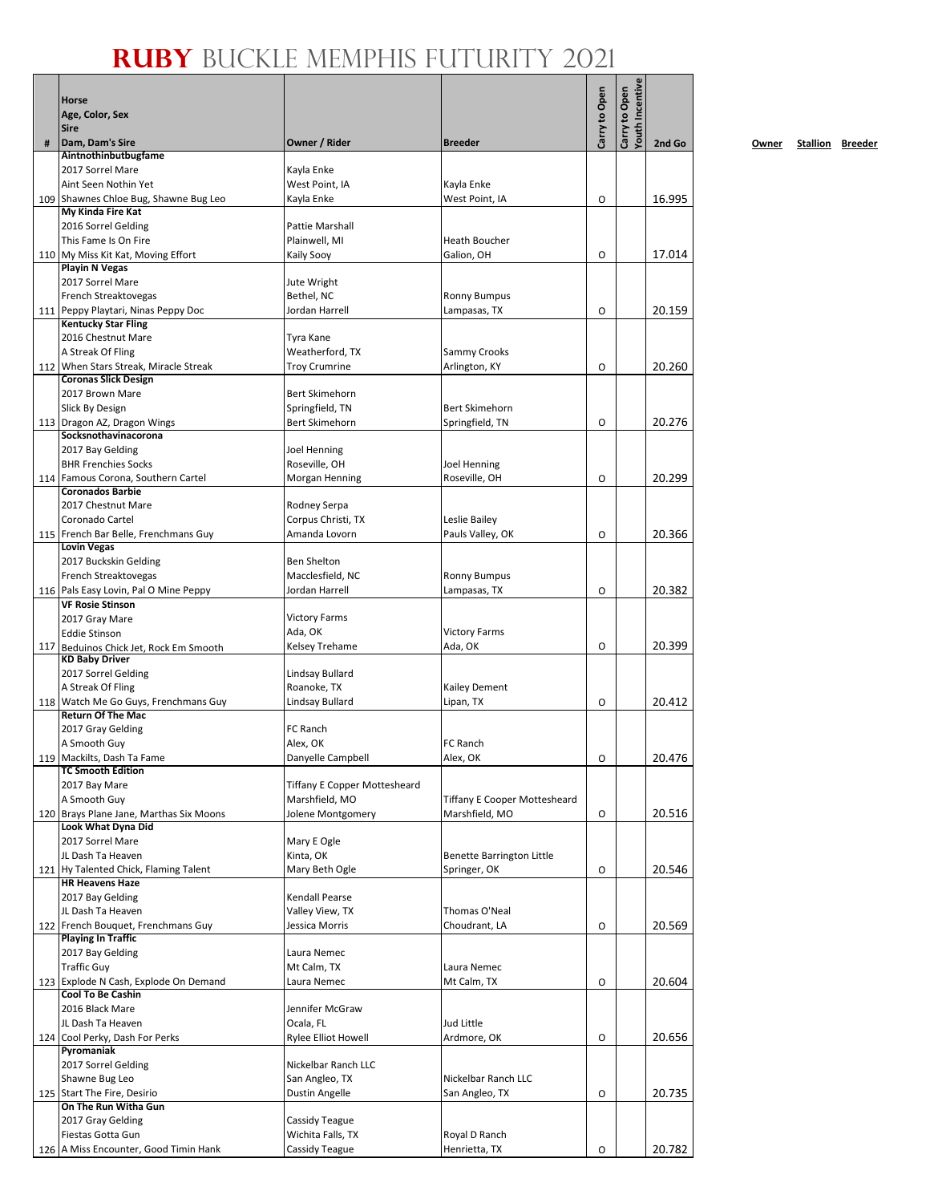# RUBY BUCKLE MEMPHIS FUTURITY 2021

| # | Horse<br>Age, Color, Sex<br>Sire<br>Dam, Dam's Sire | Owner / Rider | Breeder | Carry to Open | Carry to Open Youth Incentive | 2nd Go |
|---|---|---|---|---|---|---|
| 109 | **Aintnothinbutbugfame**<br>2017 Sorrel Mare<br>Aint Seen Nothin Yet<br>Shawnes Chloe Bug, Shawne Bug Leo | Kayla Enke<br>West Point, IA<br>Kayla Enke | Kayla Enke<br>West Point, IA | O | | 16.995 |
| 110 | **My Kinda Fire Kat**<br>2016 Sorrel Gelding<br>This Fame Is On Fire<br>My Miss Kit Kat, Moving Effort | Pattie Marshall<br>Plainwell, MI<br>Kaily Sooy | Heath Boucher<br>Galion, OH | O | | 17.014 |
| 111 | **Playin N Vegas**<br>2017 Sorrel Mare<br>French Streaktovegas<br>Peppy Playtari, Ninas Peppy Doc | Jute Wright<br>Bethel, NC<br>Jordan Harrell | Ronny Bumpus<br>Lampasas, TX | O | | 20.159 |
| 112 | **Kentucky Star Fling**<br>2016 Chestnut Mare<br>A Streak Of Fling<br>When Stars Streak, Miracle Streak | Tyra Kane<br>Weatherford, TX<br>Troy Crumrine | Sammy Crooks<br>Arlington, KY | O | | 20.260 |
| 113 | **Coronas Slick Design**<br>2017 Brown Mare<br>Slick By Design<br>Dragon AZ, Dragon Wings | Bert Skimehorn<br>Springfield, TN<br>Bert Skimehorn | Bert Skimehorn<br>Springfield, TN | O | | 20.276 |
| 114 | **Socksnothavinacorona**<br>2017 Bay Gelding<br>BHR Frenchies Socks<br>Famous Corona, Southern Cartel | Joel Henning<br>Roseville, OH<br>Morgan Henning | Joel Henning<br>Roseville, OH | O | | 20.299 |
| 115 | **Coronados Barbie**<br>2017 Chestnut Mare<br>Coronado Cartel<br>French Bar Belle, Frenchmans Guy | Rodney Serpa<br>Corpus Christi, TX<br>Amanda Lovorn | Leslie Bailey<br>Pauls Valley, OK | O | | 20.366 |
| 116 | **Lovin Vegas**<br>2017 Buckskin Gelding<br>French Streaktovegas<br>Pals Easy Lovin, Pal O Mine Peppy | Ben Shelton<br>Macclesfield, NC<br>Jordan Harrell | Ronny Bumpus<br>Lampasas, TX | O | | 20.382 |
| 117 | **VF Rosie Stinson**<br>2017 Gray Mare<br>Eddie Stinson<br>Beduinos Chick Jet, Rock Em Smooth | Victory Farms<br>Ada, OK<br>Kelsey Trehame | Victory Farms<br>Ada, OK | O | | 20.399 |
| 118 | **KD Baby Driver**<br>2017 Sorrel Gelding<br>A Streak Of Fling<br>Watch Me Go Guys, Frenchmans Guy | Lindsay Bullard<br>Roanoke, TX<br>Lindsay Bullard | Kailey Dement<br>Lipan, TX | O | | 20.412 |
| 119 | **Return Of The Mac**<br>2017 Gray Gelding<br>A Smooth Guy<br>Mackilts, Dash Ta Fame | FC Ranch<br>Alex, OK<br>Danyelle Campbell | FC Ranch<br>Alex, OK | O | | 20.476 |
| 120 | **TC Smooth Edition**<br>2017 Bay Mare<br>A Smooth Guy<br>Brays Plane Jane, Marthas Six Moons | Tiffany E Copper Mottesheard<br>Marshfield, MO<br>Jolene Montgomery | Tiffany E Cooper Mottesheard<br>Marshfield, MO | O | | 20.516 |
| 121 | **Look What Dyna Did**<br>2017 Sorrel Mare<br>JL Dash Ta Heaven<br>Hy Talented Chick, Flaming Talent | Mary E Ogle<br>Kinta, OK<br>Mary Beth Ogle | Benette Barrington Little<br>Springer, OK | O | | 20.546 |
| 122 | **HR Heavens Haze**<br>2017 Bay Gelding<br>JL Dash Ta Heaven<br>French Bouquet, Frenchmans Guy | Kendall Pearse<br>Valley View, TX<br>Jessica Morris | Thomas O'Neal<br>Choudrant, LA | O | | 20.569 |
| 123 | **Playing In Traffic**<br>2017 Bay Gelding<br>Traffic Guy<br>Explode N Cash, Explode On Demand | Laura Nemec<br>Mt Calm, TX<br>Laura Nemec | Laura Nemec<br>Mt Calm, TX | O | | 20.604 |
| 124 | **Cool To Be Cashin**<br>2016 Black Mare<br>JL Dash Ta Heaven<br>Cool Perky, Dash For Perks | Jennifer McGraw<br>Ocala, FL<br>Rylee Elliot Howell | Jud Little<br>Ardmore, OK | O | | 20.656 |
| 125 | **Pyromaniak**<br>2017 Sorrel Gelding<br>Shawne Bug Leo<br>Start The Fire, Desirio | Nickelbar Ranch LLC<br>San Angleo, TX<br>Dustin Angelle | Nickelbar Ranch LLC<br>San Angleo, TX | O | | 20.735 |
| 126 | **On The Run Witha Gun**<br>2017 Gray Gelding<br>Fiestas Gotta Gun<br>A Miss Encounter, Good Timin Hank | Cassidy Teague<br>Wichita Falls, TX<br>Cassidy Teague | Royal D Ranch<br>Henrietta, TX | O | | 20.782 |

Owner Stallion Breeder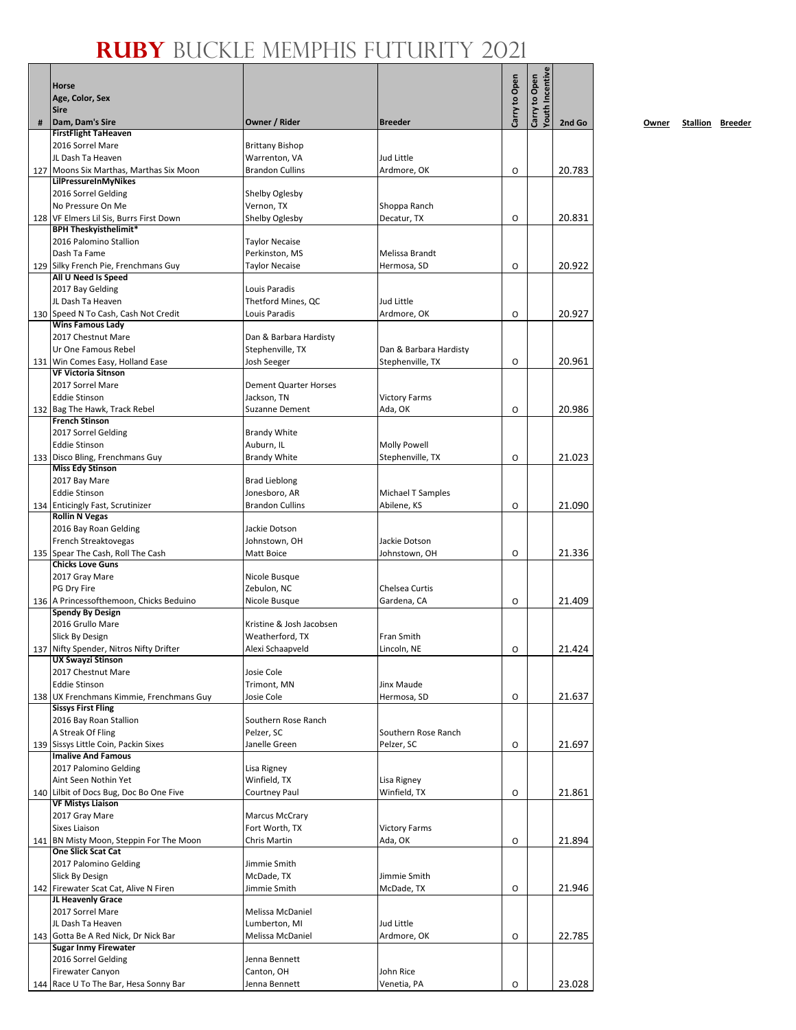# RUBY BUCKLE MEMPHIS FUTURITY 2021

| # | Horse<br>Age, Color, Sex<br>Sire<br>Dam, Dam's Sire | Owner / Rider | Breeder | Carry to Open | Carry to Open Youth Incentive | 2nd Go |
|---|---|---|---|---|---|---|
| 127 | **FirstFlight TaHeaven**<br>2016 Sorrel Mare<br>JL Dash Ta Heaven<br>Moons Six Marthas, Marthas Six Moon | Brittany Bishop<br>Warrenton, VA<br>Brandon Cullins | Jud Little<br>Ardmore, OK | O | | 20.783 |
| 128 | **LilPressureInMyNikes**<br>2016 Sorrel Gelding<br>No Pressure On Me<br>VF Elmers Lil Sis, Burrs First Down | Shelby Oglesby<br>Vernon, TX<br>Shelby Oglesby | Shoppa Ranch<br>Decatur, TX | O | | 20.831 |
| 129 | **BPH Theskyisthelimit***<br>2016 Palomino Stallion<br>Dash Ta Fame<br>Silky French Pie, Frenchmans Guy | Taylor Necaise<br>Perkinston, MS<br>Taylor Necaise | Melissa Brandt<br>Hermosa, SD | O | | 20.922 |
| 130 | **All U Need Is Speed**<br>2017 Bay Gelding<br>JL Dash Ta Heaven<br>Speed N To Cash, Cash Not Credit | Louis Paradis<br>Thetford Mines, QC<br>Louis Paradis | Jud Little<br>Ardmore, OK | O | | 20.927 |
| 131 | **Wins Famous Lady**<br>2017 Chestnut Mare<br>Ur One Famous Rebel<br>Win Comes Easy, Holland Ease | Dan & Barbara Hardisty<br>Stephenville, TX<br>Josh Seeger | Dan & Barbara Hardisty<br>Stephenville, TX | O | | 20.961 |
| 132 | **VF Victoria Sitnson**<br>2017 Sorrel Mare<br>Eddie Stinson<br>Bag The Hawk, Track Rebel | Dement Quarter Horses<br>Jackson, TN<br>Suzanne Dement | Victory Farms<br>Ada, OK | O | | 20.986 |
| 133 | **French Stinson**<br>2017 Sorrel Gelding<br>Eddie Stinson<br>Disco Bling, Frenchmans Guy | Brandy White<br>Auburn, IL<br>Brandy White | Molly Powell<br>Stephenville, TX | O | | 21.023 |
| 134 | **Miss Edy Stinson**<br>2017 Bay Mare<br>Eddie Stinson<br>Enticingly Fast, Scrutinizer | Brad Lieblong<br>Jonesboro, AR<br>Brandon Cullins | Michael T Samples<br>Abilene, KS | O | | 21.090 |
| 135 | **Rollin N Vegas**<br>2016 Bay Roan Gelding<br>French Streaktovegas<br>Spear The Cash, Roll The Cash | Jackie Dotson<br>Johnstown, OH<br>Matt Boice | Jackie Dotson<br>Johnstown, OH | O | | 21.336 |
| 136 | **Chicks Love Guns**<br>2017 Gray Mare<br>PG Dry Fire<br>A Princessofthemoon, Chicks Beduino | Nicole Busque<br>Zebulon, NC<br>Nicole Busque | Chelsea Curtis<br>Gardena, CA | O | | 21.409 |
| 137 | **Spendy By Design**<br>2016 Grullo Mare<br>Slick By Design<br>Nifty Spender, Nitros Nifty Drifter | Kristine & Josh Jacobsen<br>Weatherford, TX<br>Alexi Schaapveld | Fran Smith<br>Lincoln, NE | O | | 21.424 |
| 138 | **UX Swayzi Stinson**<br>2017 Chestnut Mare<br>Eddie Stinson<br>UX Frenchmans Kimmie, Frenchmans Guy | Josie Cole<br>Trimont, MN<br>Josie Cole | Jinx Maude<br>Hermosa, SD | O | | 21.637 |
| 139 | **Sissys First Fling**<br>2016 Bay Roan Stallion<br>A Streak Of Fling<br>Sissys Little Coin, Packin Sixes | Southern Rose Ranch<br>Pelzer, SC<br>Janelle Green | Southern Rose Ranch<br>Pelzer, SC | O | | 21.697 |
| 140 | **Imalive And Famous**<br>2017 Palomino Gelding<br>Aint Seen Nothin Yet<br>Lilbit of Docs Bug, Doc Bo One Five | Lisa Rigney<br>Winfield, TX<br>Courtney Paul | Lisa Rigney<br>Winfield, TX | O | | 21.861 |
| 141 | **VF Mistys Liaison**<br>2017 Gray Mare<br>Sixes Liaison<br>BN Misty Moon, Steppin For The Moon | Marcus McCrary<br>Fort Worth, TX<br>Chris Martin | Victory Farms<br>Ada, OK | O | | 21.894 |
| 142 | **One Slick Scat Cat**<br>2017 Palomino Gelding<br>Slick By Design<br>Firewater Scat Cat, Alive N Firen | Jimmie Smith<br>McDade, TX<br>Jimmie Smith | Jimmie Smith<br>McDade, TX | O | | 21.946 |
| 143 | **JL Heavenly Grace**<br>2017 Sorrel Mare<br>JL Dash Ta Heaven<br>Gotta Be A Red Nick, Dr Nick Bar | Melissa McDaniel<br>Lumberton, MI<br>Melissa McDaniel | Jud Little<br>Ardmore, OK | O | | 22.785 |
| 144 | **Sugar Inmy Firewater**<br>2016 Sorrel Gelding<br>Firewater Canyon<br>Race U To The Bar, Hesa Sonny Bar | Jenna Bennett<br>Canton, OH<br>Jenna Bennett | John Rice<br>Venetia, PA | O | | 23.028 |

| Owner | Stallion | Breeder |
|---|---|---|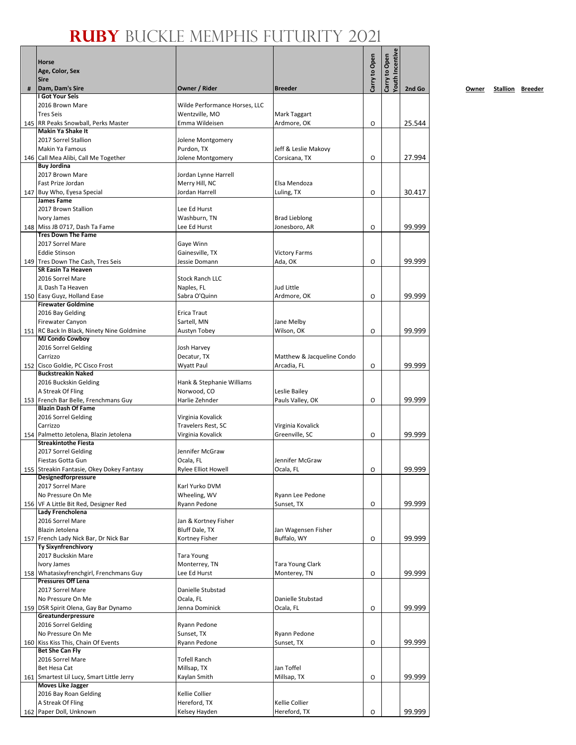# RUBY BUCKLE MEMPHIS FUTURITY 2021

| # | Horse / Age, Color, Sex / Sire / Dam, Dam's Sire | Owner / Rider | Breeder | Carry to Open | Carry to Open Youth Incentive | 2nd Go |
|---|---|---|---|---|---|---|
| 145 | **I Got Your Seis**<br>2016 Brown Mare<br>Tres Seis<br>RR Peaks Snowball, Perks Master | Wilde Performance Horses, LLC<br>Wentzville, MO<br>Emma Wildeisen | Mark Taggart<br>Ardmore, OK | O | | 25.544 |
| 146 | **Makin Ya Shake It**<br>2017 Sorrel Stallion<br>Makin Ya Famous<br>Call Mea Alibi, Call Me Together | Jolene Montgomery<br>Purdon, TX<br>Jolene Montgomery | Jeff & Leslie Makovy<br>Corsicana, TX | O | | 27.994 |
| 147 | **Buy Jordina**<br>2017 Brown Mare<br>Fast Prize Jordan<br>Buy Who, Eyesa Special | Jordan Lynne Harrell<br>Merry Hill, NC<br>Jordan Harrell | Elsa Mendoza<br>Luling, TX | O | | 30.417 |
| 148 | **James Fame**<br>2017 Brown Stallion<br>Ivory James<br>Miss JB 0717, Dash Ta Fame | Lee Ed Hurst<br>Washburn, TN<br>Lee Ed Hurst | Brad Lieblong<br>Jonesboro, AR | O | | 99.999 |
| 149 | **Tres Down The Fame**<br>2017 Sorrel Mare<br>Eddie Stinson<br>Tres Down The Cash, Tres Seis | Gaye Winn<br>Gainesville, TX<br>Jessie Domann | Victory Farms<br>Ada, OK | O | | 99.999 |
| 150 | **SR Easin Ta Heaven**<br>2016 Sorrel Mare<br>JL Dash Ta Heaven<br>Easy Guyz, Holland Ease | Stock Ranch LLC<br>Naples, FL<br>Sabra O'Quinn | Jud Little<br>Ardmore, OK | O | | 99.999 |
| 151 | **Firewater Goldmine**<br>2016 Bay Gelding<br>Firewater Canyon<br>RC Back In Black, Ninety Nine Goldmine | Erica Traut<br>Sartell, MN<br>Austyn Tobey | Jane Melby<br>Wilson, OK | O | | 99.999 |
| 152 | **MJ Condo Cowboy**<br>2016 Sorrel Gelding<br>Carrizzo<br>Cisco Goldie, PC Cisco Frost | Josh Harvey<br>Decatur, TX<br>Wyatt Paul | Matthew & Jacqueline Condo<br>Arcadia, FL | O | | 99.999 |
| 153 | **Buckstreakin Naked**<br>2016 Buckskin Gelding<br>A Streak Of Fling<br>French Bar Belle, Frenchmans Guy | Hank & Stephanie Williams<br>Norwood, CO<br>Harlie Zehnder | Leslie Bailey<br>Pauls Valley, OK | O | | 99.999 |
| 154 | **Blazin Dash Of Fame**<br>2016 Sorrel Gelding<br>Carrizzo<br>Palmetto Jetolena, Blazin Jetolena | Virginia Kovalick<br>Travelers Rest, SC<br>Virginia Kovalick | Virginia Kovalick<br>Greenville, SC | O | | 99.999 |
| 155 | **Streakintothe Fiesta**<br>2017 Sorrel Gelding<br>Fiestas Gotta Gun<br>Streakin Fantasie, Okey Dokey Fantasy | Jennifer McGraw<br>Ocala, FL<br>Rylee Elliot Howell | Jennifer McGraw<br>Ocala, FL | O | | 99.999 |
| 156 | **Designedforpressure**<br>2017 Sorrel Mare<br>No Pressure On Me<br>VF A Little Bit Red, Designer Red | Karl Yurko DVM<br>Wheeling, WV<br>Ryann Pedone | Ryann Lee Pedone<br>Sunset, TX | O | | 99.999 |
| 157 | **Lady Frencholena**<br>2016 Sorrel Mare<br>Blazin Jetolena<br>French Lady Nick Bar, Dr Nick Bar | Jan & Kortney Fisher<br>Bluff Dale, TX<br>Kortney Fisher | Jan Wagensen Fisher<br>Buffalo, WY | O | | 99.999 |
| 158 | **Ty Sixynfrenchivory**<br>2017 Buckskin Mare<br>Ivory James<br>Whatasixyfrenchgirl, Frenchmans Guy | Tara Young<br>Monterrey, TN<br>Lee Ed Hurst | Tara Young Clark<br>Monterey, TN | O | | 99.999 |
| 159 | **Pressures Off Lena**<br>2017 Sorrel Mare<br>No Pressure On Me<br>DSR Spirit Olena, Gay Bar Dynamo | Danielle Stubstad<br>Ocala, FL<br>Jenna Dominick | Danielle Stubstad<br>Ocala, FL | O | | 99.999 |
| 160 | **Greatunderpressure**<br>2016 Sorrel Gelding<br>No Pressure On Me<br>Kiss Kiss This, Chain Of Events | Ryann Pedone<br>Sunset, TX<br>Ryann Pedone | Ryann Pedone<br>Sunset, TX | O | | 99.999 |
| 161 | **Bet She Can Fly**<br>2016 Sorrel Mare<br>Bet Hesa Cat<br>Smartest Lil Lucy, Smart Little Jerry | Tofell Ranch<br>Millsap, TX<br>Kaylan Smith | Jan Toffel<br>Millsap, TX | O | | 99.999 |
| 162 | **Moves Like Jagger**<br>2016 Bay Roan Gelding<br>A Streak Of Fling<br>Paper Doll, Unknown | Kellie Collier<br>Hereford, TX<br>Kelsey Hayden | Kellie Collier<br>Hereford, TX | O | | 99.999 |

**Owner** **Stallion** **Breeder**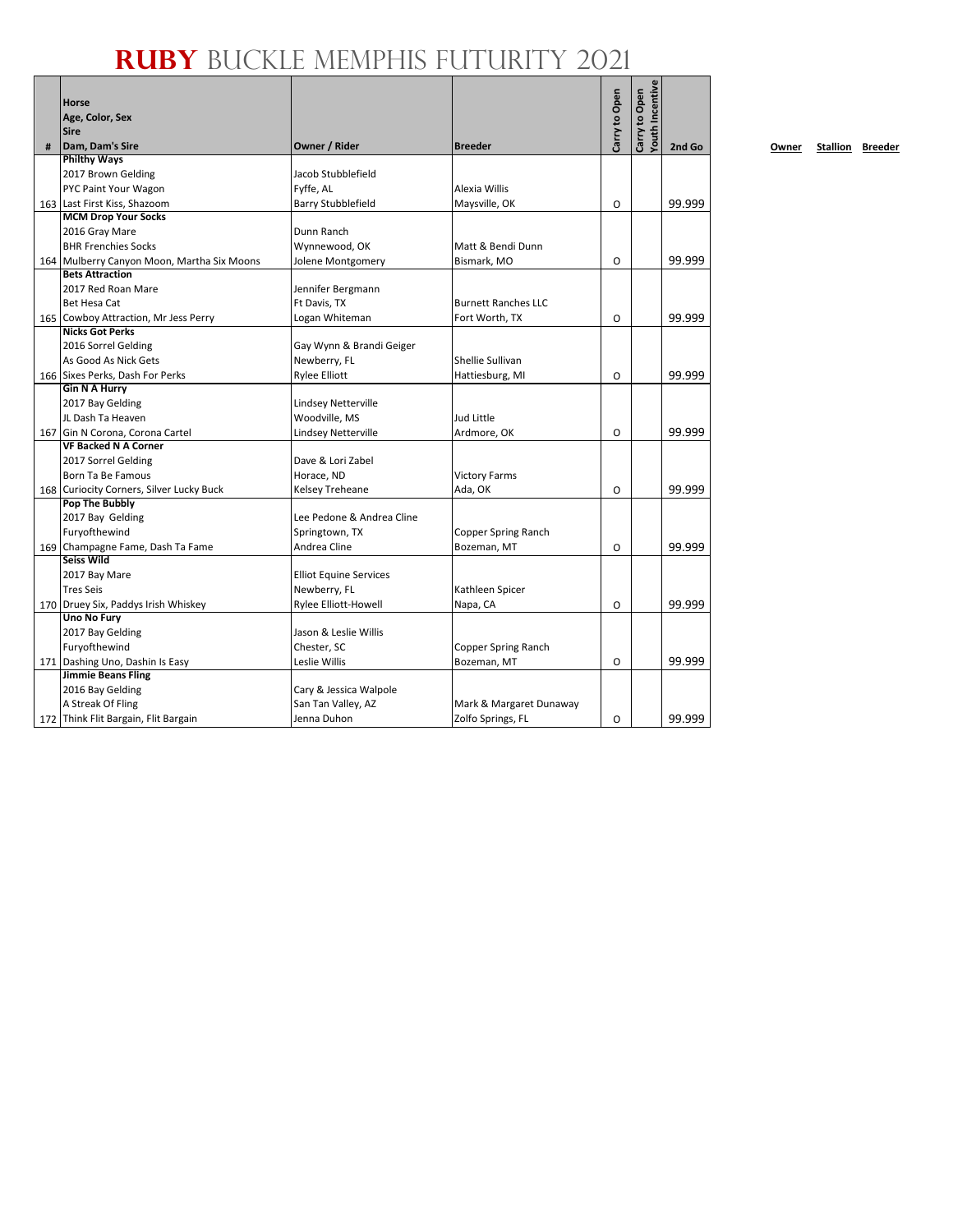# RUBY BUCKLE MEMPHIS FUTURITY 2021

| # | Horse<br>Age, Color, Sex<br>Sire<br>Dam, Dam's Sire | Owner / Rider | Breeder | Carry to Open | Carry to Open Youth Incentive | 2nd Go | Owner | Stallion | Breeder |
|---|---|---|---|---|---|---|---|---|---|
| 163 | **Philthy Ways**<br>2017 Brown Gelding<br>PYC Paint Your Wagon<br>Last First Kiss, Shazoom | Jacob Stubblefield<br>Fyffe, AL<br>Barry Stubblefield | Alexia Willis<br>Maysville, OK | O | | 99.999 | | | |
| 164 | **MCM Drop Your Socks**<br>2016 Gray Mare<br>BHR Frenchies Socks<br>Mulberry Canyon Moon, Martha Six Moons | Dunn Ranch<br>Wynnewood, OK<br>Jolene Montgomery | Matt & Bendi Dunn<br>Bismark, MO | O | | 99.999 | | | |
| 165 | **Bets Attraction**<br>2017 Red Roan Mare<br>Bet Hesa Cat<br>Cowboy Attraction, Mr Jess Perry | Jennifer Bergmann<br>Ft Davis, TX<br>Logan Whiteman | Burnett Ranches LLC<br>Fort Worth, TX | O | | 99.999 | | | |
| 166 | **Nicks Got Perks**<br>2016 Sorrel Gelding<br>As Good As Nick Gets<br>Sixes Perks, Dash For Perks | Gay Wynn & Brandi Geiger<br>Newberry, FL<br>Rylee Elliott | Shellie Sullivan<br>Hattiesburg, MI | O | | 99.999 | | | |
| 167 | **Gin N A Hurry**<br>2017 Bay Gelding<br>JL Dash Ta Heaven<br>Gin N Corona, Corona Cartel | Lindsey Netterville<br>Woodville, MS<br>Lindsey Netterville | Jud Little<br>Ardmore, OK | O | | 99.999 | | | |
| 168 | **VF Backed N A Corner**<br>2017 Sorrel Gelding<br>Born Ta Be Famous<br>Curiocity Corners, Silver Lucky Buck | Dave & Lori Zabel<br>Horace, ND<br>Kelsey Treheane | Victory Farms<br>Ada, OK | O | | 99.999 | | | |
| 169 | **Pop The Bubbly**<br>2017 Bay Gelding<br>Furyofthewind<br>Champagne Fame, Dash Ta Fame | Lee Pedone & Andrea Cline<br>Springtown, TX<br>Andrea Cline | Copper Spring Ranch<br>Bozeman, MT | O | | 99.999 | | | |
| 170 | **Seiss Wild**<br>2017 Bay Mare<br>Tres Seis<br>Druey Six, Paddys Irish Whiskey | Elliot Equine Services<br>Newberry, FL<br>Rylee Elliott-Howell | Kathleen Spicer<br>Napa, CA | O | | 99.999 | | | |
| 171 | **Uno No Fury**<br>2017 Bay Gelding<br>Furyofthewind<br>Dashing Uno, Dashin Is Easy | Jason & Leslie Willis<br>Chester, SC<br>Leslie Willis | Copper Spring Ranch<br>Bozeman, MT | O | | 99.999 | | | |
| 172 | **Jimmie Beans Fling**<br>2016 Bay Gelding<br>A Streak Of Fling<br>Think Flit Bargain, Flit Bargain | Cary & Jessica Walpole<br>San Tan Valley, AZ<br>Jenna Duhon | Mark & Margaret Dunaway<br>Zolfo Springs, FL | O | | 99.999 | | | |